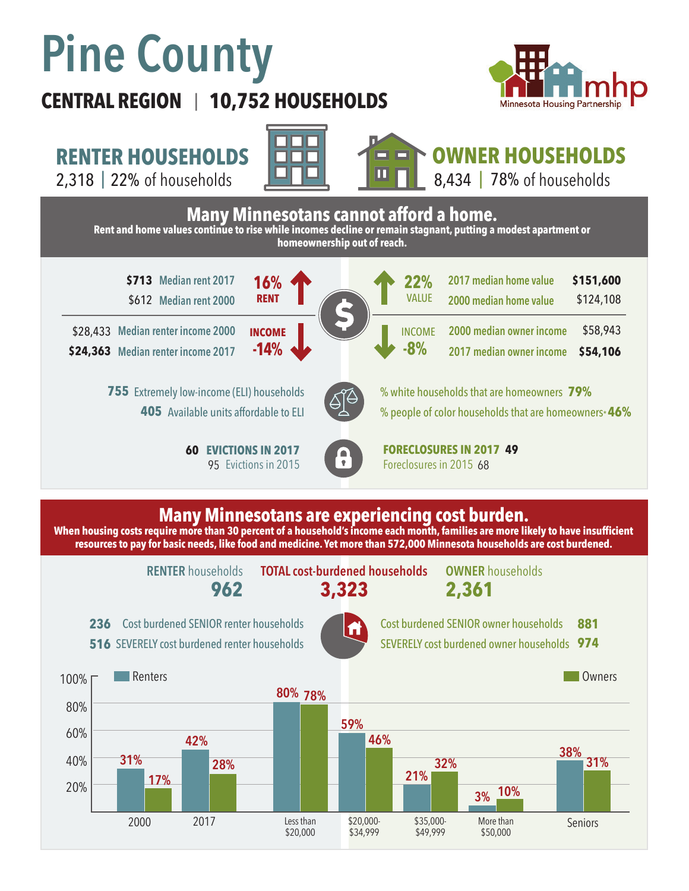# Pine County

**CENTRAL REGION | 10,752 HOUSEHOLDS**

Minnesota Housing Partnership

## RENTER HOUSEHOLDS

2,318 | 22% of households

## OWNER HOUSEHOLDS

8,434 | 78% of households

## Many Minnesotans cannot afford a home.

**Rent and home values continue to rise while incomes decline or remain stagnant, putting a modest apartment or homeownership out of reach.**

| Renters | | Change | Change | Owners | |
|---|---|---|---|---|---|
| **$713** | Median rent 2017 | **16% RENT** ↑ | **22% VALUE** ↑ | 2017 median home value | **$151,600** |
| $612 | Median rent 2000 | | | 2000 median home value | $124,108 |
| $28,433 | Median renter income 2000 | **INCOME -14%** ↓ | **INCOME -8%** ↓ | 2000 median owner income | $58,943 |
| **$24,363** | Median renter income 2017 | | | 2017 median owner income | **$54,106** |

**755** Extremely low-income (ELI) households

**405** Available units affordable to ELI

% white households that are homeowners **79%**

% people of color households that are homeowners* **46%**

**60 EVICTIONS IN 2017**

95 Evictions in 2015

**FORECLOSURES IN 2017 49**

Foreclosures in 2015 68

## Many Minnesotans are experiencing cost burden.

**When housing costs require more than 30 percent of a household's income each month, families are more likely to have insufficient resources to pay for basic needs, like food and medicine. Yet more than 572,000 Minnesota households are cost burdened.**

| RENTER households | TOTAL cost-burdened households | OWNER households |
|---|---|---|
| **962** | **3,323** | **2,361** |

**236** Cost burdened SENIOR renter households

**516** SEVERELY cost burdened renter households

Cost burdened SENIOR owner households **881**

SEVERELY cost burdened owner households **974**

| | Renters | Owners |
|---|---|---|
| 2000 | 31% | 17% |
| 2017 | 42% | 28% |
| Less than $20,000 | 80% | 78% |
| $20,000-$34,999 | 59% | 46% |
| $35,000-$49,999 | 21% | 32% |
| More than $50,000 | 3% | 10% |
| Seniors | 38% | 31% |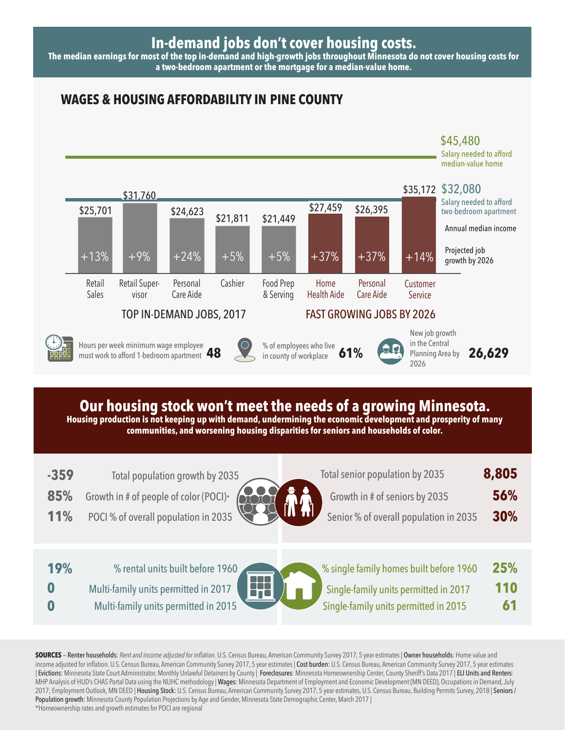# In-demand jobs don't cover housing costs.

**The median earnings for most of the top in-demand and high-growth jobs throughout Minnesota do not cover housing costs for a two-bedroom apartment or the mortgage for a median-value home.**

## WAGES & HOUSING AFFORDABILITY IN PINE COUNTY

$45,480
Salary needed to afford median-value home

$32,080
Salary needed to afford two-bedroom apartment

Annual median income

Projected job growth by 2026

TOP IN-DEMAND JOBS, 2017

Retail Sales: $25,701, +13%
Retail Supervisor: $31,760, +9%
Personal Care Aide: $24,623, +24%
Cashier: $21,811, +5%
Food Prep & Serving: $21,449, +5%

FAST GROWING JOBS BY 2026

Home Health Aide: $27,459, +37%
Personal Care Aide: $26,395, +37%
Customer Service: $35,172, +14%

Hours per week minimum wage employee must work to afford 1-bedroom apartment **48**

% of employees who live in county of workplace **61%**

New job growth in the Central Planning Area by 2026 **26,629**

# Our housing stock won't meet the needs of a growing Minnesota.

**Housing production is not keeping up with demand, undermining the economic development and prosperity of many communities, and worsening housing disparities for seniors and households of color.**

**-359** Total population growth by 2035
**85%** Growth in # of people of color (POCI)*
**11%** POCI % of overall population in 2035

Total senior population by 2035 **8,805**
Growth in # of seniors by 2035 **56%**
Senior % of overall population in 2035 **30%**

**19%** % rental units built before 1960
**0** Multi-family units permitted in 2017
**0** Multi-family units permitted in 2015

% single family homes built before 1960 **25%**
Single-family units permitted in 2017 **110**
Single-family units permitted in 2015 **61**

**SOURCES** – Renter households: *Rent and income adjusted for inflation.* U.S. Census Bureau, American Community Survey 2017, 5 year estimates | Owner households: Home value and income adjusted for inflation. U.S. Census Bureau, American Community Survey 2017, 5 year estimates | Cost burden: U.S. Census Bureau, American Community Survey 2017, 5 year estimates | Evictions: Minnesota State Court Administrator, Monthly Unlawful Detainers by County | Foreclosures: Minnesota Homeownership Center, County Sheriff's Data 2017 | ELI Units and Renters: MHP Analysis of HUD's CHAS Portal Data using the NLIHC methodology | Wages: Minnesota Department of Employment and Economic Development (MN DEED), Occupations in Demand, July 2017; Employment Outlook, MN DEED | Housing Stock: U.S. Census Bureau, American Community Survey 2017, 5 year estimates, U.S. Census Bureau, Building Permits Survey, 2018 | Seniors / Population growth: Minnesota County Population Projections by Age and Gender, Minnesota State Demographic Center, March 2017 |
*Homeownership rates and growth estimates for POCI are regional